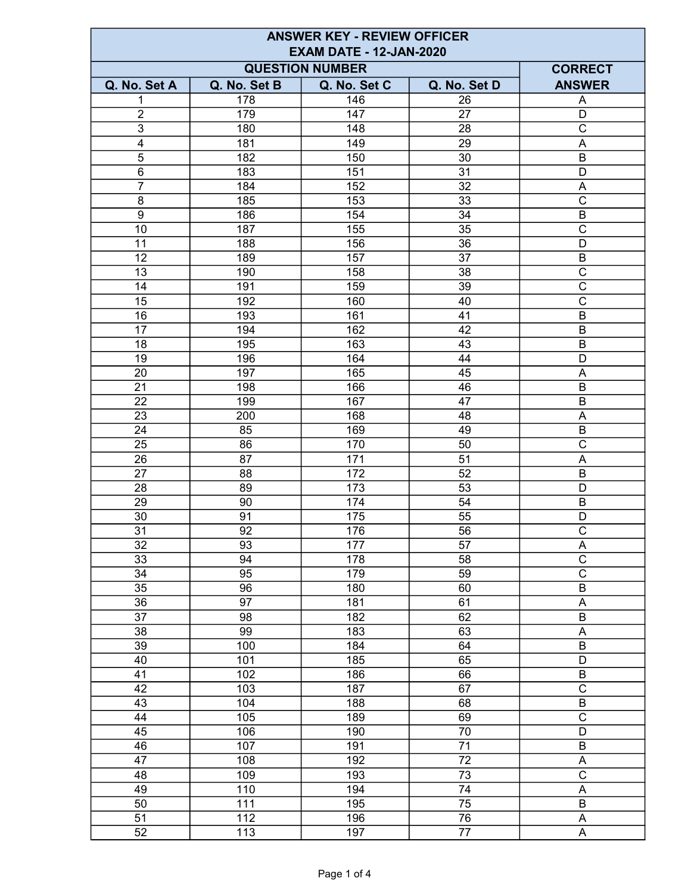| ANSWER KEY - REVIEW OFFICER<br>EXAM DATE - 12-JAN-2020 | | | | |
|---|---|---|---|---|
| QUESTION NUMBER | | | | CORRECT ANSWER |
| Q. No. Set A | Q. No. Set B | Q. No. Set C | Q. No. Set D | |
| 1 | 178 | 146 | 26 | A |
| 2 | 179 | 147 | 27 | D |
| 3 | 180 | 148 | 28 | C |
| 4 | 181 | 149 | 29 | A |
| 5 | 182 | 150 | 30 | B |
| 6 | 183 | 151 | 31 | D |
| 7 | 184 | 152 | 32 | A |
| 8 | 185 | 153 | 33 | C |
| 9 | 186 | 154 | 34 | B |
| 10 | 187 | 155 | 35 | C |
| 11 | 188 | 156 | 36 | D |
| 12 | 189 | 157 | 37 | B |
| 13 | 190 | 158 | 38 | C |
| 14 | 191 | 159 | 39 | C |
| 15 | 192 | 160 | 40 | C |
| 16 | 193 | 161 | 41 | B |
| 17 | 194 | 162 | 42 | B |
| 18 | 195 | 163 | 43 | B |
| 19 | 196 | 164 | 44 | D |
| 20 | 197 | 165 | 45 | A |
| 21 | 198 | 166 | 46 | B |
| 22 | 199 | 167 | 47 | B |
| 23 | 200 | 168 | 48 | A |
| 24 | 85 | 169 | 49 | B |
| 25 | 86 | 170 | 50 | C |
| 26 | 87 | 171 | 51 | A |
| 27 | 88 | 172 | 52 | B |
| 28 | 89 | 173 | 53 | D |
| 29 | 90 | 174 | 54 | B |
| 30 | 91 | 175 | 55 | D |
| 31 | 92 | 176 | 56 | C |
| 32 | 93 | 177 | 57 | A |
| 33 | 94 | 178 | 58 | C |
| 34 | 95 | 179 | 59 | C |
| 35 | 96 | 180 | 60 | B |
| 36 | 97 | 181 | 61 | A |
| 37 | 98 | 182 | 62 | B |
| 38 | 99 | 183 | 63 | A |
| 39 | 100 | 184 | 64 | B |
| 40 | 101 | 185 | 65 | D |
| 41 | 102 | 186 | 66 | B |
| 42 | 103 | 187 | 67 | C |
| 43 | 104 | 188 | 68 | B |
| 44 | 105 | 189 | 69 | C |
| 45 | 106 | 190 | 70 | D |
| 46 | 107 | 191 | 71 | B |
| 47 | 108 | 192 | 72 | A |
| 48 | 109 | 193 | 73 | C |
| 49 | 110 | 194 | 74 | A |
| 50 | 111 | 195 | 75 | B |
| 51 | 112 | 196 | 76 | A |
| 52 | 113 | 197 | 77 | A |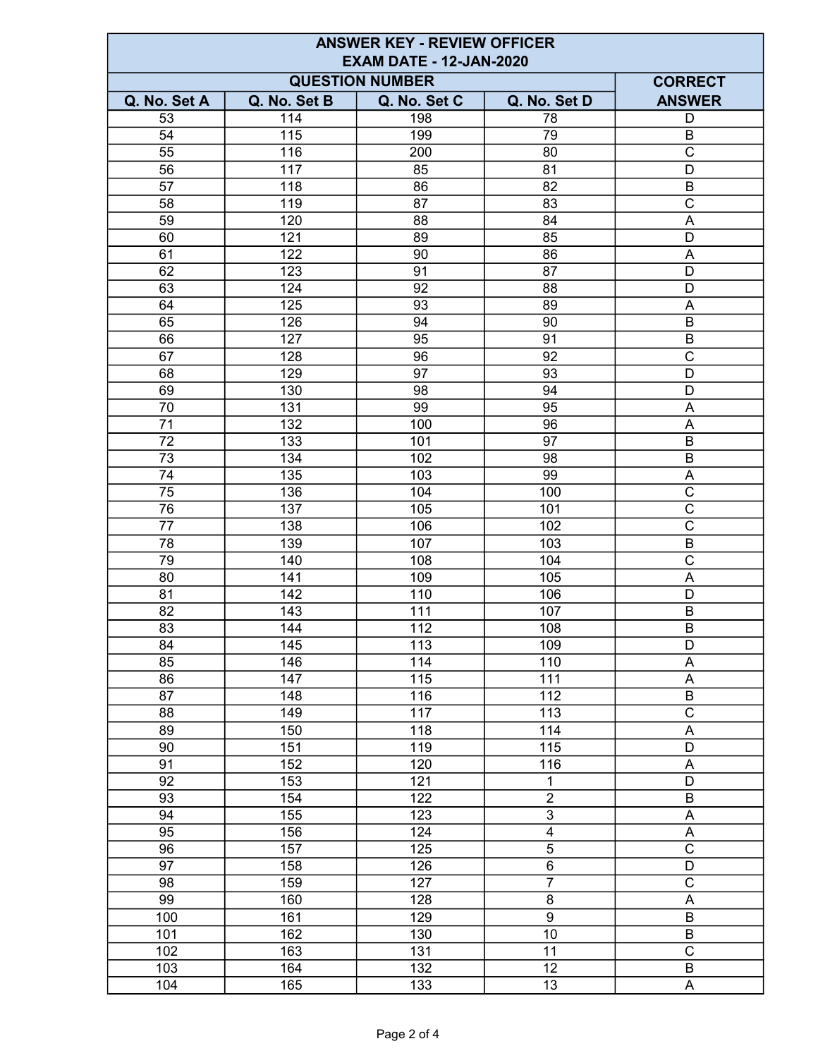| ANSWER KEY - REVIEW OFFICER EXAM DATE - 12-JAN-2020 | | | | |
|---|---|---|---|---|
| QUESTION NUMBER | | | | CORRECT ANSWER |
| Q. No. Set A | Q. No. Set B | Q. No. Set C | Q. No. Set D | |
| 53 | 114 | 198 | 78 | D |
| 54 | 115 | 199 | 79 | B |
| 55 | 116 | 200 | 80 | C |
| 56 | 117 | 85 | 81 | D |
| 57 | 118 | 86 | 82 | B |
| 58 | 119 | 87 | 83 | C |
| 59 | 120 | 88 | 84 | A |
| 60 | 121 | 89 | 85 | D |
| 61 | 122 | 90 | 86 | A |
| 62 | 123 | 91 | 87 | D |
| 63 | 124 | 92 | 88 | D |
| 64 | 125 | 93 | 89 | A |
| 65 | 126 | 94 | 90 | B |
| 66 | 127 | 95 | 91 | B |
| 67 | 128 | 96 | 92 | C |
| 68 | 129 | 97 | 93 | D |
| 69 | 130 | 98 | 94 | D |
| 70 | 131 | 99 | 95 | A |
| 71 | 132 | 100 | 96 | A |
| 72 | 133 | 101 | 97 | B |
| 73 | 134 | 102 | 98 | B |
| 74 | 135 | 103 | 99 | A |
| 75 | 136 | 104 | 100 | C |
| 76 | 137 | 105 | 101 | C |
| 77 | 138 | 106 | 102 | C |
| 78 | 139 | 107 | 103 | B |
| 79 | 140 | 108 | 104 | C |
| 80 | 141 | 109 | 105 | A |
| 81 | 142 | 110 | 106 | D |
| 82 | 143 | 111 | 107 | B |
| 83 | 144 | 112 | 108 | B |
| 84 | 145 | 113 | 109 | D |
| 85 | 146 | 114 | 110 | A |
| 86 | 147 | 115 | 111 | A |
| 87 | 148 | 116 | 112 | B |
| 88 | 149 | 117 | 113 | C |
| 89 | 150 | 118 | 114 | A |
| 90 | 151 | 119 | 115 | D |
| 91 | 152 | 120 | 116 | A |
| 92 | 153 | 121 | 1 | D |
| 93 | 154 | 122 | 2 | B |
| 94 | 155 | 123 | 3 | A |
| 95 | 156 | 124 | 4 | A |
| 96 | 157 | 125 | 5 | C |
| 97 | 158 | 126 | 6 | D |
| 98 | 159 | 127 | 7 | C |
| 99 | 160 | 128 | 8 | A |
| 100 | 161 | 129 | 9 | B |
| 101 | 162 | 130 | 10 | B |
| 102 | 163 | 131 | 11 | C |
| 103 | 164 | 132 | 12 | B |
| 104 | 165 | 133 | 13 | A |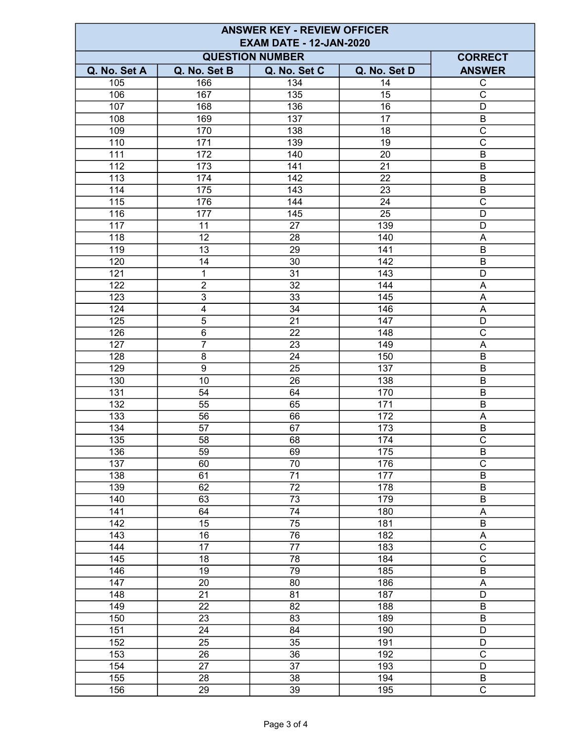| ANSWER KEY - REVIEW OFFICER<br>EXAM DATE - 12-JAN-2020 | | | | |
|---|---|---|---|---|
| QUESTION NUMBER | | | | CORRECT ANSWER |
| Q. No. Set A | Q. No. Set B | Q. No. Set C | Q. No. Set D | |
| 105 | 166 | 134 | 14 | C |
| 106 | 167 | 135 | 15 | C |
| 107 | 168 | 136 | 16 | D |
| 108 | 169 | 137 | 17 | B |
| 109 | 170 | 138 | 18 | C |
| 110 | 171 | 139 | 19 | C |
| 111 | 172 | 140 | 20 | B |
| 112 | 173 | 141 | 21 | B |
| 113 | 174 | 142 | 22 | B |
| 114 | 175 | 143 | 23 | B |
| 115 | 176 | 144 | 24 | C |
| 116 | 177 | 145 | 25 | D |
| 117 | 11 | 27 | 139 | D |
| 118 | 12 | 28 | 140 | A |
| 119 | 13 | 29 | 141 | B |
| 120 | 14 | 30 | 142 | B |
| 121 | 1 | 31 | 143 | D |
| 122 | 2 | 32 | 144 | A |
| 123 | 3 | 33 | 145 | A |
| 124 | 4 | 34 | 146 | A |
| 125 | 5 | 21 | 147 | D |
| 126 | 6 | 22 | 148 | C |
| 127 | 7 | 23 | 149 | A |
| 128 | 8 | 24 | 150 | B |
| 129 | 9 | 25 | 137 | B |
| 130 | 10 | 26 | 138 | B |
| 131 | 54 | 64 | 170 | B |
| 132 | 55 | 65 | 171 | B |
| 133 | 56 | 66 | 172 | A |
| 134 | 57 | 67 | 173 | B |
| 135 | 58 | 68 | 174 | C |
| 136 | 59 | 69 | 175 | B |
| 137 | 60 | 70 | 176 | C |
| 138 | 61 | 71 | 177 | B |
| 139 | 62 | 72 | 178 | B |
| 140 | 63 | 73 | 179 | B |
| 141 | 64 | 74 | 180 | A |
| 142 | 15 | 75 | 181 | B |
| 143 | 16 | 76 | 182 | A |
| 144 | 17 | 77 | 183 | C |
| 145 | 18 | 78 | 184 | C |
| 146 | 19 | 79 | 185 | B |
| 147 | 20 | 80 | 186 | A |
| 148 | 21 | 81 | 187 | D |
| 149 | 22 | 82 | 188 | B |
| 150 | 23 | 83 | 189 | B |
| 151 | 24 | 84 | 190 | D |
| 152 | 25 | 35 | 191 | D |
| 153 | 26 | 36 | 192 | C |
| 154 | 27 | 37 | 193 | D |
| 155 | 28 | 38 | 194 | B |
| 156 | 29 | 39 | 195 | C |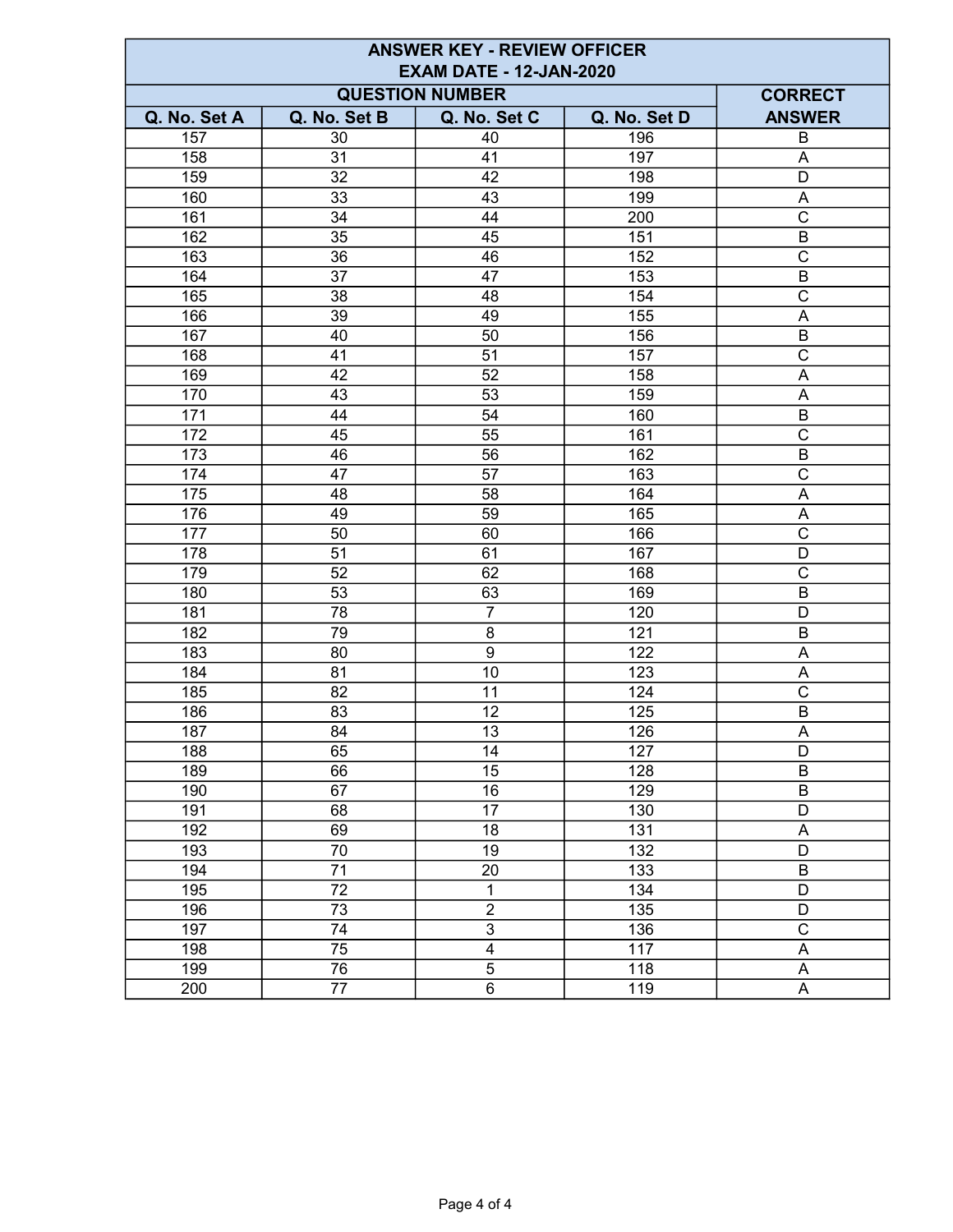| ANSWER KEY - REVIEW OFFICER<br>EXAM DATE - 12-JAN-2020 | | | | |
|---|---|---|---|---|
| QUESTION NUMBER | | | | CORRECT ANSWER |
| Q. No. Set A | Q. No. Set B | Q. No. Set C | Q. No. Set D | |
| 157 | 30 | 40 | 196 | B |
| 158 | 31 | 41 | 197 | A |
| 159 | 32 | 42 | 198 | D |
| 160 | 33 | 43 | 199 | A |
| 161 | 34 | 44 | 200 | C |
| 162 | 35 | 45 | 151 | B |
| 163 | 36 | 46 | 152 | C |
| 164 | 37 | 47 | 153 | B |
| 165 | 38 | 48 | 154 | C |
| 166 | 39 | 49 | 155 | A |
| 167 | 40 | 50 | 156 | B |
| 168 | 41 | 51 | 157 | C |
| 169 | 42 | 52 | 158 | A |
| 170 | 43 | 53 | 159 | A |
| 171 | 44 | 54 | 160 | B |
| 172 | 45 | 55 | 161 | C |
| 173 | 46 | 56 | 162 | B |
| 174 | 47 | 57 | 163 | C |
| 175 | 48 | 58 | 164 | A |
| 176 | 49 | 59 | 165 | A |
| 177 | 50 | 60 | 166 | C |
| 178 | 51 | 61 | 167 | D |
| 179 | 52 | 62 | 168 | C |
| 180 | 53 | 63 | 169 | B |
| 181 | 78 | 7 | 120 | D |
| 182 | 79 | 8 | 121 | B |
| 183 | 80 | 9 | 122 | A |
| 184 | 81 | 10 | 123 | A |
| 185 | 82 | 11 | 124 | C |
| 186 | 83 | 12 | 125 | B |
| 187 | 84 | 13 | 126 | A |
| 188 | 65 | 14 | 127 | D |
| 189 | 66 | 15 | 128 | B |
| 190 | 67 | 16 | 129 | B |
| 191 | 68 | 17 | 130 | D |
| 192 | 69 | 18 | 131 | A |
| 193 | 70 | 19 | 132 | D |
| 194 | 71 | 20 | 133 | B |
| 195 | 72 | 1 | 134 | D |
| 196 | 73 | 2 | 135 | D |
| 197 | 74 | 3 | 136 | C |
| 198 | 75 | 4 | 117 | A |
| 199 | 76 | 5 | 118 | A |
| 200 | 77 | 6 | 119 | A |